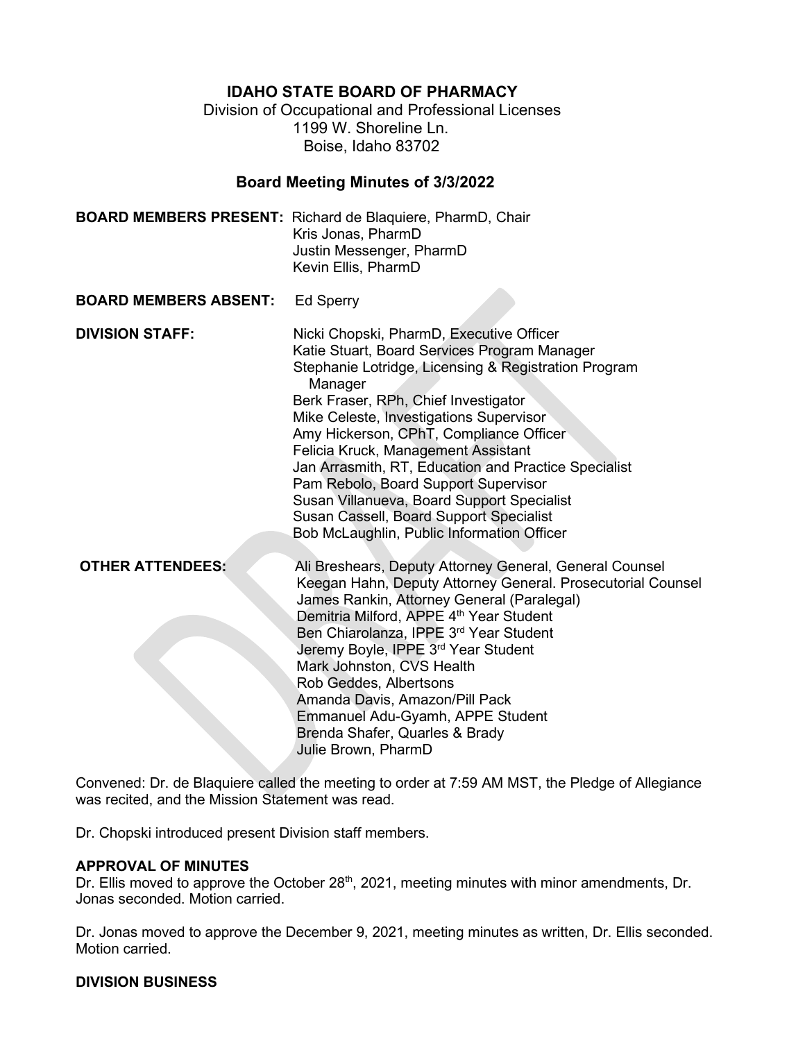# IDAHO STATE BOARD OF PHARMACY

Division of Occupational and Professional Licenses
1199 W. Shoreline Ln.
Boise, Idaho 83702

## Board Meeting Minutes of 3/3/2022

**BOARD MEMBERS PRESENT:** Richard de Blaquiere, PharmD, Chair
Kris Jonas, PharmD
Justin Messenger, PharmD
Kevin Ellis, PharmD

**BOARD MEMBERS ABSENT:** Ed Sperry

**DIVISION STAFF:**
Nicki Chopski, PharmD, Executive Officer
Katie Stuart, Board Services Program Manager
Stephanie Lotridge, Licensing & Registration Program Manager
Berk Fraser, RPh, Chief Investigator
Mike Celeste, Investigations Supervisor
Amy Hickerson, CPhT, Compliance Officer
Felicia Kruck, Management Assistant
Jan Arrasmith, RT, Education and Practice Specialist
Pam Rebolo, Board Support Supervisor
Susan Villanueva, Board Support Specialist
Susan Cassell, Board Support Specialist
Bob McLaughlin, Public Information Officer

**OTHER ATTENDEES:**
Ali Breshears, Deputy Attorney General, General Counsel
Keegan Hahn, Deputy Attorney General. Prosecutorial Counsel
James Rankin, Attorney General (Paralegal)
Demitria Milford, APPE 4th Year Student
Ben Chiarolanza, IPPE 3rd Year Student
Jeremy Boyle, IPPE 3rd Year Student
Mark Johnston, CVS Health
Rob Geddes, Albertsons
Amanda Davis, Amazon/Pill Pack
Emmanuel Adu-Gyamh, APPE Student
Brenda Shafer, Quarles & Brady
Julie Brown, PharmD

Convened: Dr. de Blaquiere called the meeting to order at 7:59 AM MST, the Pledge of Allegiance was recited, and the Mission Statement was read.

Dr. Chopski introduced present Division staff members.

**APPROVAL OF MINUTES**

Dr. Ellis moved to approve the October 28th, 2021, meeting minutes with minor amendments, Dr. Jonas seconded. Motion carried.

Dr. Jonas moved to approve the December 9, 2021, meeting minutes as written, Dr. Ellis seconded. Motion carried.

**DIVISION BUSINESS**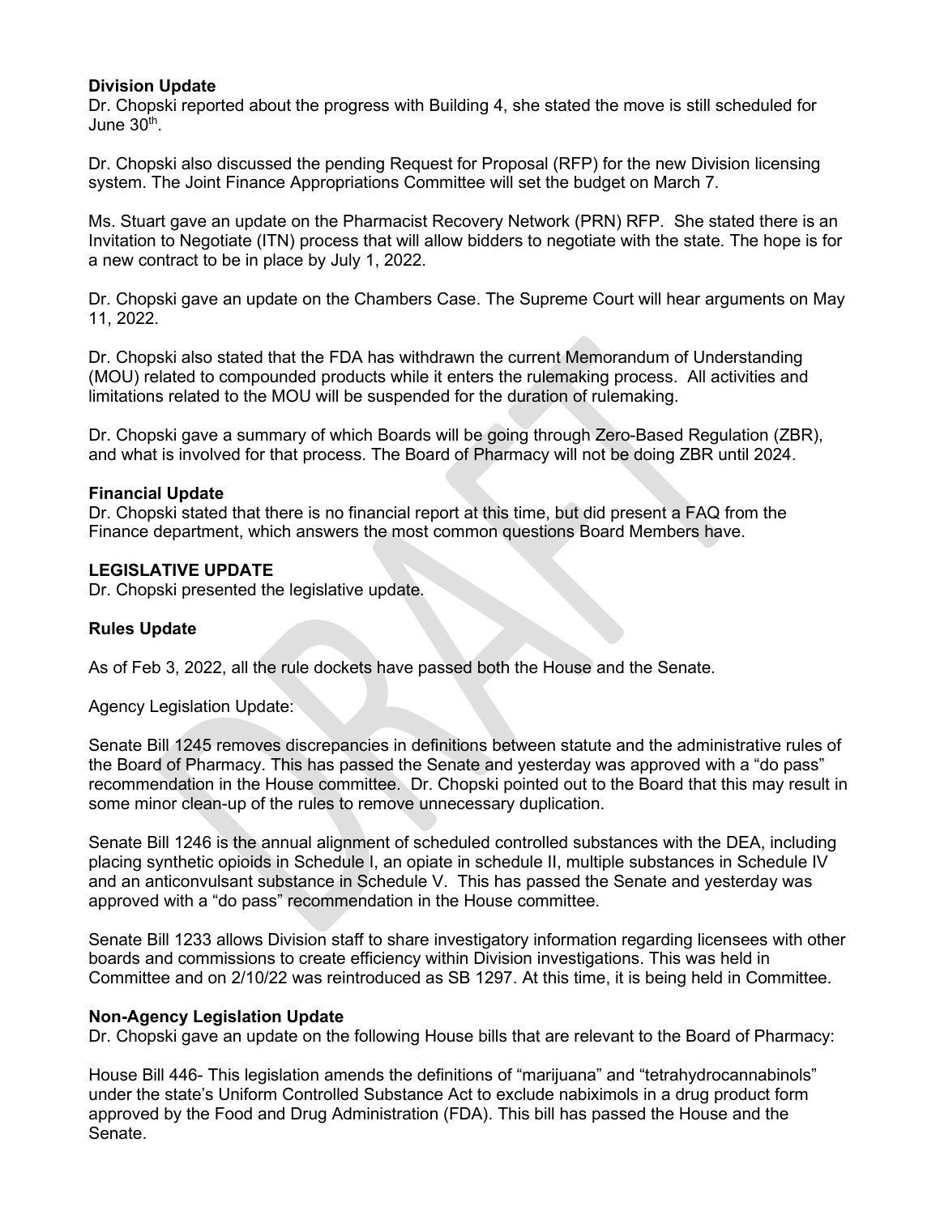### Division Update

Dr. Chopski reported about the progress with Building 4, she stated the move is still scheduled for June 30th.

Dr. Chopski also discussed the pending Request for Proposal (RFP) for the new Division licensing system. The Joint Finance Appropriations Committee will set the budget on March 7.

Ms. Stuart gave an update on the Pharmacist Recovery Network (PRN) RFP. She stated there is an Invitation to Negotiate (ITN) process that will allow bidders to negotiate with the state. The hope is for a new contract to be in place by July 1, 2022.

Dr. Chopski gave an update on the Chambers Case. The Supreme Court will hear arguments on May 11, 2022.

Dr. Chopski also stated that the FDA has withdrawn the current Memorandum of Understanding (MOU) related to compounded products while it enters the rulemaking process. All activities and limitations related to the MOU will be suspended for the duration of rulemaking.

Dr. Chopski gave a summary of which Boards will be going through Zero-Based Regulation (ZBR), and what is involved for that process. The Board of Pharmacy will not be doing ZBR until 2024.

### Financial Update

Dr. Chopski stated that there is no financial report at this time, but did present a FAQ from the Finance department, which answers the most common questions Board Members have.

### LEGISLATIVE UPDATE

Dr. Chopski presented the legislative update.

### Rules Update

As of Feb 3, 2022, all the rule dockets have passed both the House and the Senate.

Agency Legislation Update:

Senate Bill 1245 removes discrepancies in definitions between statute and the administrative rules of the Board of Pharmacy. This has passed the Senate and yesterday was approved with a "do pass" recommendation in the House committee. Dr. Chopski pointed out to the Board that this may result in some minor clean-up of the rules to remove unnecessary duplication.

Senate Bill 1246 is the annual alignment of scheduled controlled substances with the DEA, including placing synthetic opioids in Schedule I, an opiate in schedule II, multiple substances in Schedule IV and an anticonvulsant substance in Schedule V. This has passed the Senate and yesterday was approved with a "do pass" recommendation in the House committee.

Senate Bill 1233 allows Division staff to share investigatory information regarding licensees with other boards and commissions to create efficiency within Division investigations. This was held in Committee and on 2/10/22 was reintroduced as SB 1297. At this time, it is being held in Committee.

### Non-Agency Legislation Update

Dr. Chopski gave an update on the following House bills that are relevant to the Board of Pharmacy:

House Bill 446- This legislation amends the definitions of "marijuana" and "tetrahydrocannabinols" under the state's Uniform Controlled Substance Act to exclude nabiximols in a drug product form approved by the Food and Drug Administration (FDA). This bill has passed the House and the Senate.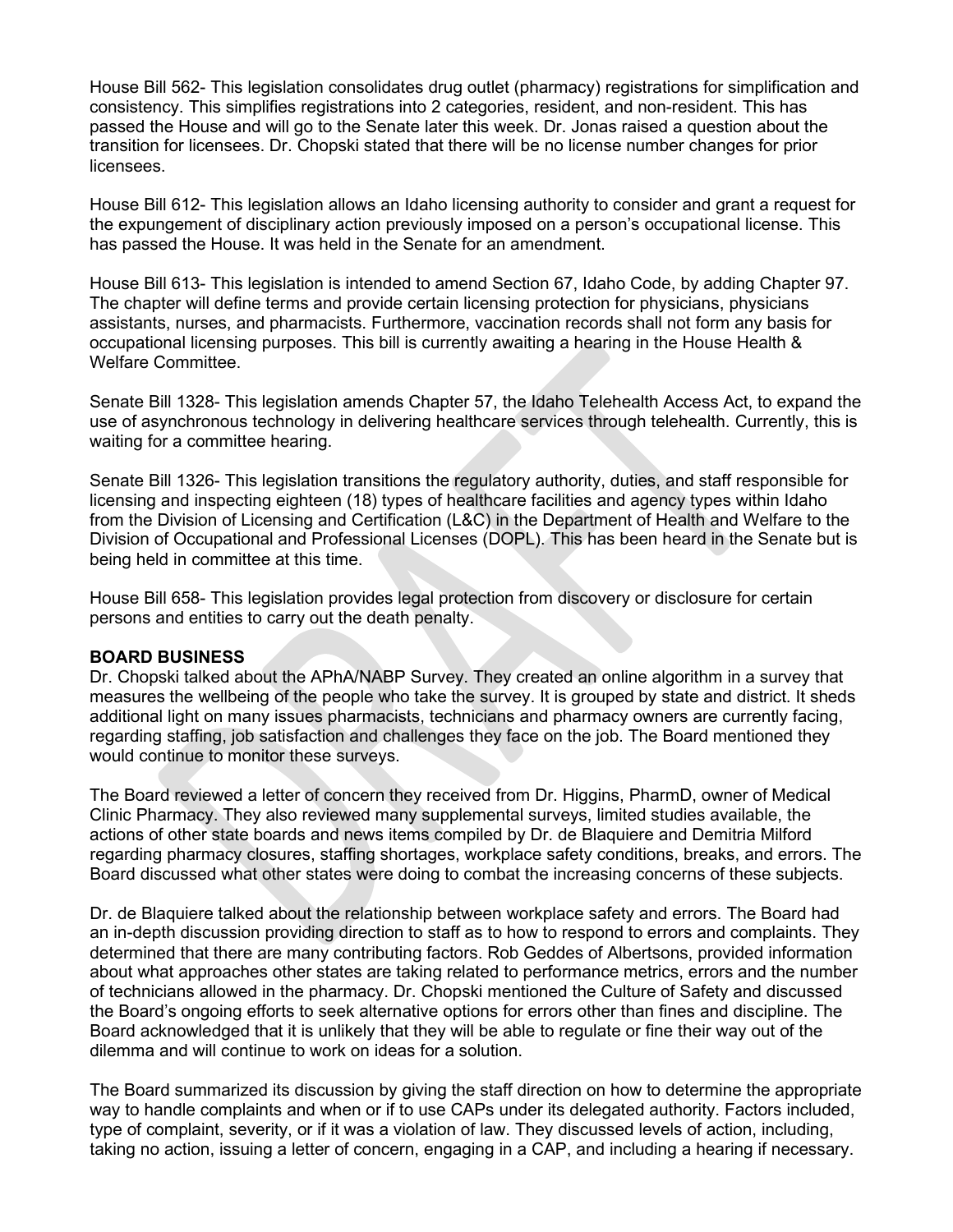House Bill 562- This legislation consolidates drug outlet (pharmacy) registrations for simplification and consistency. This simplifies registrations into 2 categories, resident, and non-resident. This has passed the House and will go to the Senate later this week. Dr. Jonas raised a question about the transition for licensees. Dr. Chopski stated that there will be no license number changes for prior licensees.

House Bill 612- This legislation allows an Idaho licensing authority to consider and grant a request for the expungement of disciplinary action previously imposed on a person's occupational license. This has passed the House. It was held in the Senate for an amendment.

House Bill 613- This legislation is intended to amend Section 67, Idaho Code, by adding Chapter 97. The chapter will define terms and provide certain licensing protection for physicians, physicians assistants, nurses, and pharmacists. Furthermore, vaccination records shall not form any basis for occupational licensing purposes. This bill is currently awaiting a hearing in the House Health & Welfare Committee.

Senate Bill 1328- This legislation amends Chapter 57, the Idaho Telehealth Access Act, to expand the use of asynchronous technology in delivering healthcare services through telehealth. Currently, this is waiting for a committee hearing.

Senate Bill 1326- This legislation transitions the regulatory authority, duties, and staff responsible for licensing and inspecting eighteen (18) types of healthcare facilities and agency types within Idaho from the Division of Licensing and Certification (L&C) in the Department of Health and Welfare to the Division of Occupational and Professional Licenses (DOPL). This has been heard in the Senate but is being held in committee at this time.

House Bill 658- This legislation provides legal protection from discovery or disclosure for certain persons and entities to carry out the death penalty.

**BOARD BUSINESS**

Dr. Chopski talked about the APhA/NABP Survey. They created an online algorithm in a survey that measures the wellbeing of the people who take the survey. It is grouped by state and district. It sheds additional light on many issues pharmacists, technicians and pharmacy owners are currently facing, regarding staffing, job satisfaction and challenges they face on the job. The Board mentioned they would continue to monitor these surveys.

The Board reviewed a letter of concern they received from Dr. Higgins, PharmD, owner of Medical Clinic Pharmacy. They also reviewed many supplemental surveys, limited studies available, the actions of other state boards and news items compiled by Dr. de Blaquiere and Demitria Milford regarding pharmacy closures, staffing shortages, workplace safety conditions, breaks, and errors. The Board discussed what other states were doing to combat the increasing concerns of these subjects.

Dr. de Blaquiere talked about the relationship between workplace safety and errors. The Board had an in-depth discussion providing direction to staff as to how to respond to errors and complaints. They determined that there are many contributing factors. Rob Geddes of Albertsons, provided information about what approaches other states are taking related to performance metrics, errors and the number of technicians allowed in the pharmacy. Dr. Chopski mentioned the Culture of Safety and discussed the Board's ongoing efforts to seek alternative options for errors other than fines and discipline. The Board acknowledged that it is unlikely that they will be able to regulate or fine their way out of the dilemma and will continue to work on ideas for a solution.

The Board summarized its discussion by giving the staff direction on how to determine the appropriate way to handle complaints and when or if to use CAPs under its delegated authority. Factors included, type of complaint, severity, or if it was a violation of law. They discussed levels of action, including, taking no action, issuing a letter of concern, engaging in a CAP, and including a hearing if necessary.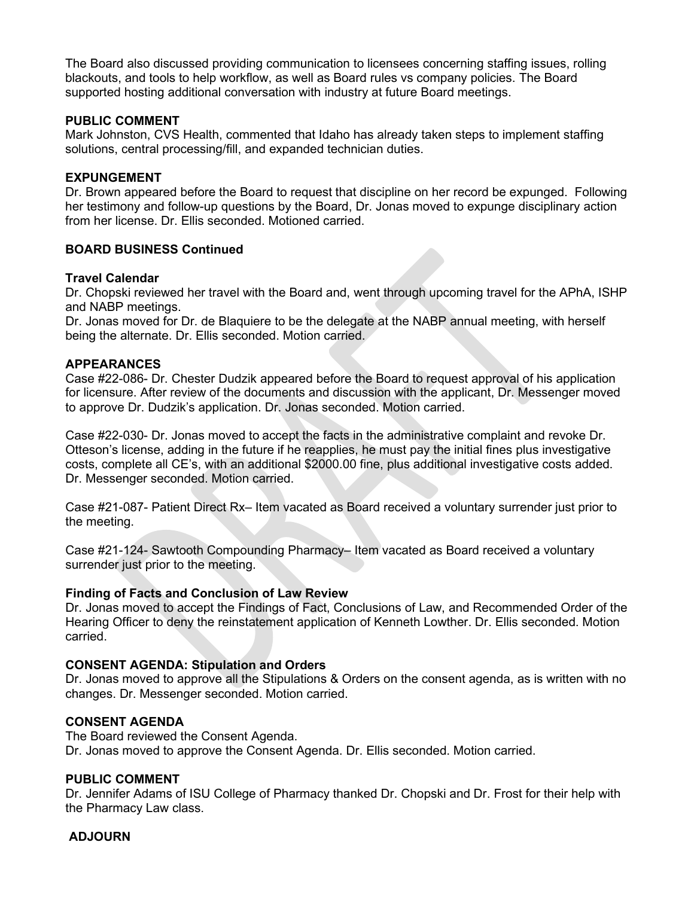The Board also discussed providing communication to licensees concerning staffing issues, rolling blackouts, and tools to help workflow, as well as Board rules vs company policies. The Board supported hosting additional conversation with industry at future Board meetings.

**PUBLIC COMMENT**

Mark Johnston, CVS Health, commented that Idaho has already taken steps to implement staffing solutions, central processing/fill, and expanded technician duties.

**EXPUNGEMENT**

Dr. Brown appeared before the Board to request that discipline on her record be expunged. Following her testimony and follow-up questions by the Board, Dr. Jonas moved to expunge disciplinary action from her license. Dr. Ellis seconded. Motioned carried.

**BOARD BUSINESS Continued**

**Travel Calendar**

Dr. Chopski reviewed her travel with the Board and, went through upcoming travel for the APhA, ISHP and NABP meetings.

Dr. Jonas moved for Dr. de Blaquiere to be the delegate at the NABP annual meeting, with herself being the alternate. Dr. Ellis seconded. Motion carried.

**APPEARANCES**

Case #22-086- Dr. Chester Dudzik appeared before the Board to request approval of his application for licensure. After review of the documents and discussion with the applicant, Dr. Messenger moved to approve Dr. Dudzik's application. Dr. Jonas seconded. Motion carried.

Case #22-030- Dr. Jonas moved to accept the facts in the administrative complaint and revoke Dr. Otteson's license, adding in the future if he reapplies, he must pay the initial fines plus investigative costs, complete all CE's, with an additional $2000.00 fine, plus additional investigative costs added. Dr. Messenger seconded. Motion carried.

Case #21-087- Patient Direct Rx– Item vacated as Board received a voluntary surrender just prior to the meeting.

Case #21-124- Sawtooth Compounding Pharmacy– Item vacated as Board received a voluntary surrender just prior to the meeting.

**Finding of Facts and Conclusion of Law Review**

Dr. Jonas moved to accept the Findings of Fact, Conclusions of Law, and Recommended Order of the Hearing Officer to deny the reinstatement application of Kenneth Lowther. Dr. Ellis seconded. Motion carried.

**CONSENT AGENDA: Stipulation and Orders**

Dr. Jonas moved to approve all the Stipulations & Orders on the consent agenda, as is written with no changes. Dr. Messenger seconded. Motion carried.

**CONSENT AGENDA**

The Board reviewed the Consent Agenda.

Dr. Jonas moved to approve the Consent Agenda. Dr. Ellis seconded. Motion carried.

**PUBLIC COMMENT**

Dr. Jennifer Adams of ISU College of Pharmacy thanked Dr. Chopski and Dr. Frost for their help with the Pharmacy Law class.

**ADJOURN**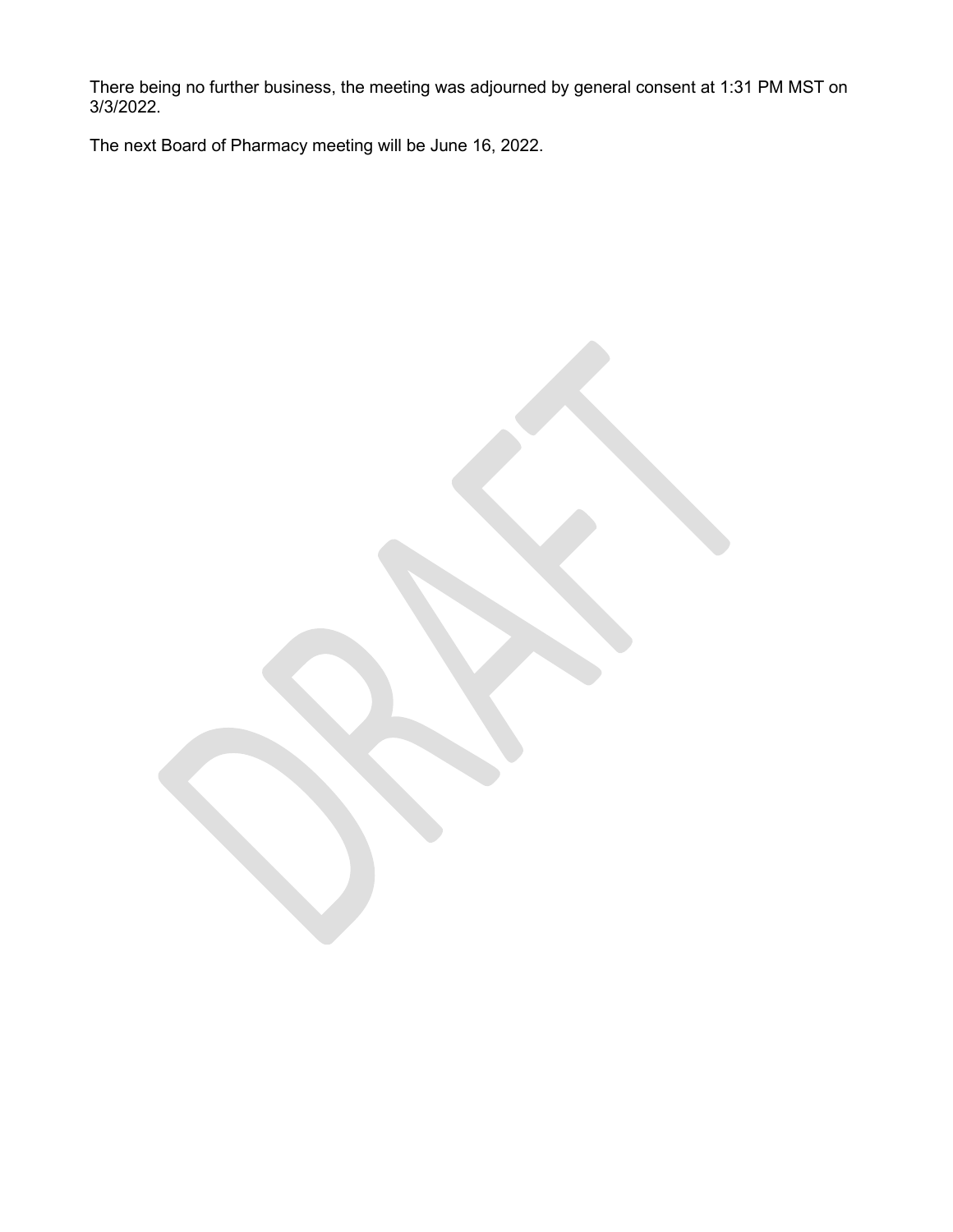There being no further business, the meeting was adjourned by general consent at 1:31 PM MST on 3/3/2022.

The next Board of Pharmacy meeting will be June 16, 2022.